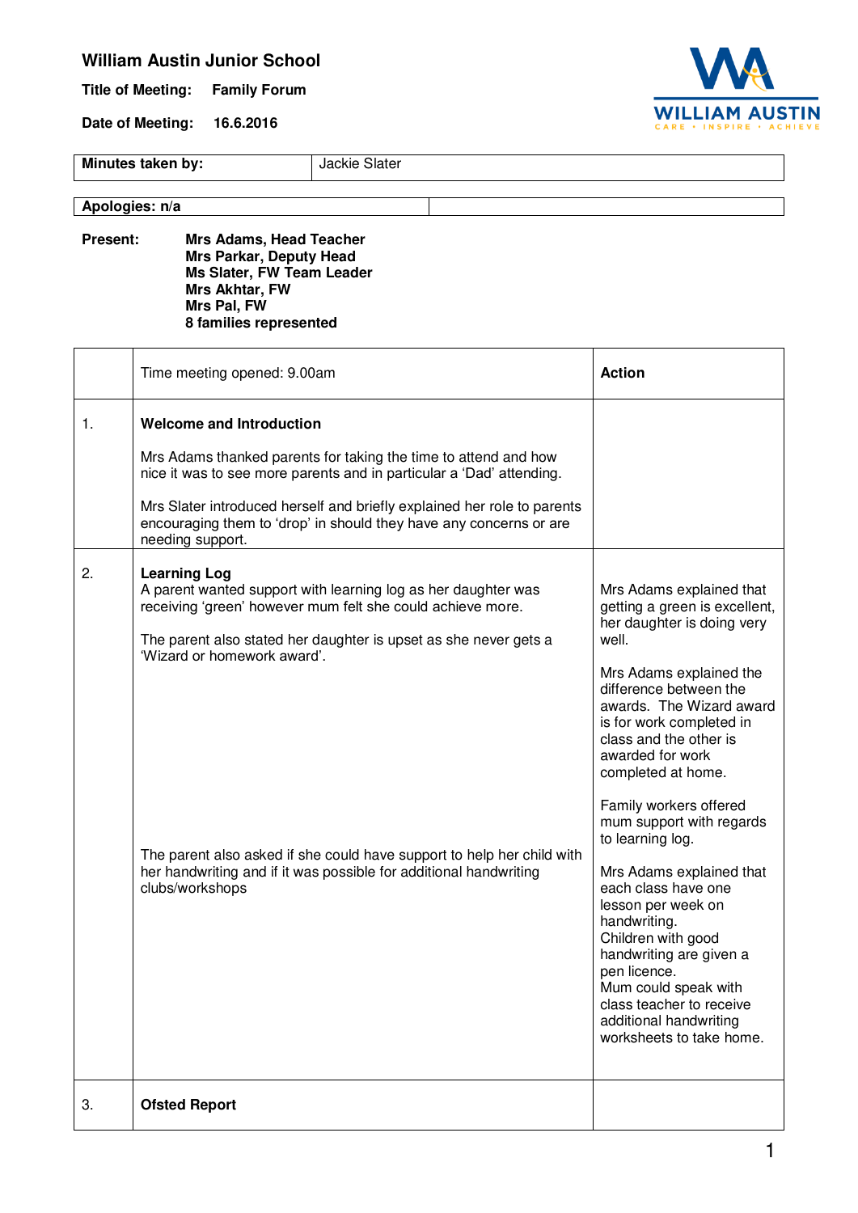# William Austin Junior School

**Title of Meeting:** **Family Forum**

**Date of Meeting:** **16.6.2016**

| **Minutes taken by:** | Jackie Slater |
|---|---|

| **Apologies: n/a** | |
|---|---|

**Present:**
**Mrs Adams, Head Teacher**
**Mrs Parkar, Deputy Head**
**Ms Slater, FW Team Leader**
**Mrs Akhtar, FW**
**Mrs Pal, FW**
**8 families represented**

| | Time meeting opened: 9.00am | **Action** |
|---|---|---|
| 1. | **Welcome and Introduction**<br><br>Mrs Adams thanked parents for taking the time to attend and how nice it was to see more parents and in particular a 'Dad' attending.<br><br>Mrs Slater introduced herself and briefly explained her role to parents encouraging them to 'drop' in should they have any concerns or are needing support. | |
| 2. | **Learning Log**<br>A parent wanted support with learning log as her daughter was receiving 'green' however mum felt she could achieve more.<br><br>The parent also stated her daughter is upset as she never gets a 'Wizard or homework award'.<br><br>The parent also asked if she could have support to help her child with her handwriting and if it was possible for additional handwriting clubs/workshops | Mrs Adams explained that getting a green is excellent, her daughter is doing very well.<br><br>Mrs Adams explained the difference between the awards. The Wizard award is for work completed in class and the other is awarded for work completed at home.<br><br>Family workers offered mum support with regards to learning log.<br><br>Mrs Adams explained that each class have one lesson per week on handwriting.<br>Children with good handwriting are given a pen licence.<br>Mum could speak with class teacher to receive additional handwriting worksheets to take home. |
| 3. | **Ofsted Report** | |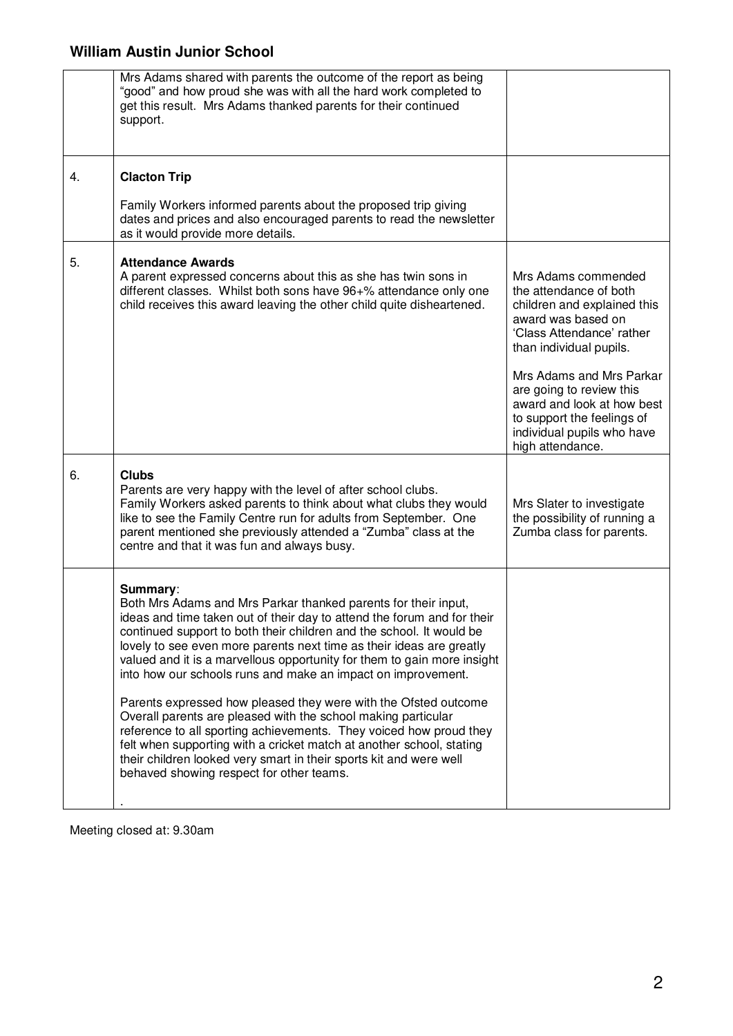## William Austin Junior School

| | | |
|---|---|---|
| | Mrs Adams shared with parents the outcome of the report as being "good" and how proud she was with all the hard work completed to get this result. Mrs Adams thanked parents for their continued support. | |
| 4. | **Clacton Trip**<br><br>Family Workers informed parents about the proposed trip giving dates and prices and also encouraged parents to read the newsletter as it would provide more details. | |
| 5. | **Attendance Awards**<br>A parent expressed concerns about this as she has twin sons in different classes. Whilst both sons have 96+% attendance only one child receives this award leaving the other child quite disheartened. | Mrs Adams commended the attendance of both children and explained this award was based on 'Class Attendance' rather than individual pupils.<br><br>Mrs Adams and Mrs Parkar are going to review this award and look at how best to support the feelings of individual pupils who have high attendance. |
| 6. | **Clubs**<br>Parents are very happy with the level of after school clubs.<br>Family Workers asked parents to think about what clubs they would like to see the Family Centre run for adults from September. One parent mentioned she previously attended a "Zumba" class at the centre and that it was fun and always busy. | Mrs Slater to investigate the possibility of running a Zumba class for parents. |
| | **Summary**:<br>Both Mrs Adams and Mrs Parkar thanked parents for their input, ideas and time taken out of their day to attend the forum and for their continued support to both their children and the school. It would be lovely to see even more parents next time as their ideas are greatly valued and it is a marvellous opportunity for them to gain more insight into how our schools runs and make an impact on improvement.<br><br>Parents expressed how pleased they were with the Ofsted outcome Overall parents are pleased with the school making particular reference to all sporting achievements. They voiced how proud they felt when supporting with a cricket match at another school, stating their children looked very smart in their sports kit and were well behaved showing respect for other teams.<br><br>. | |

Meeting closed at: 9.30am